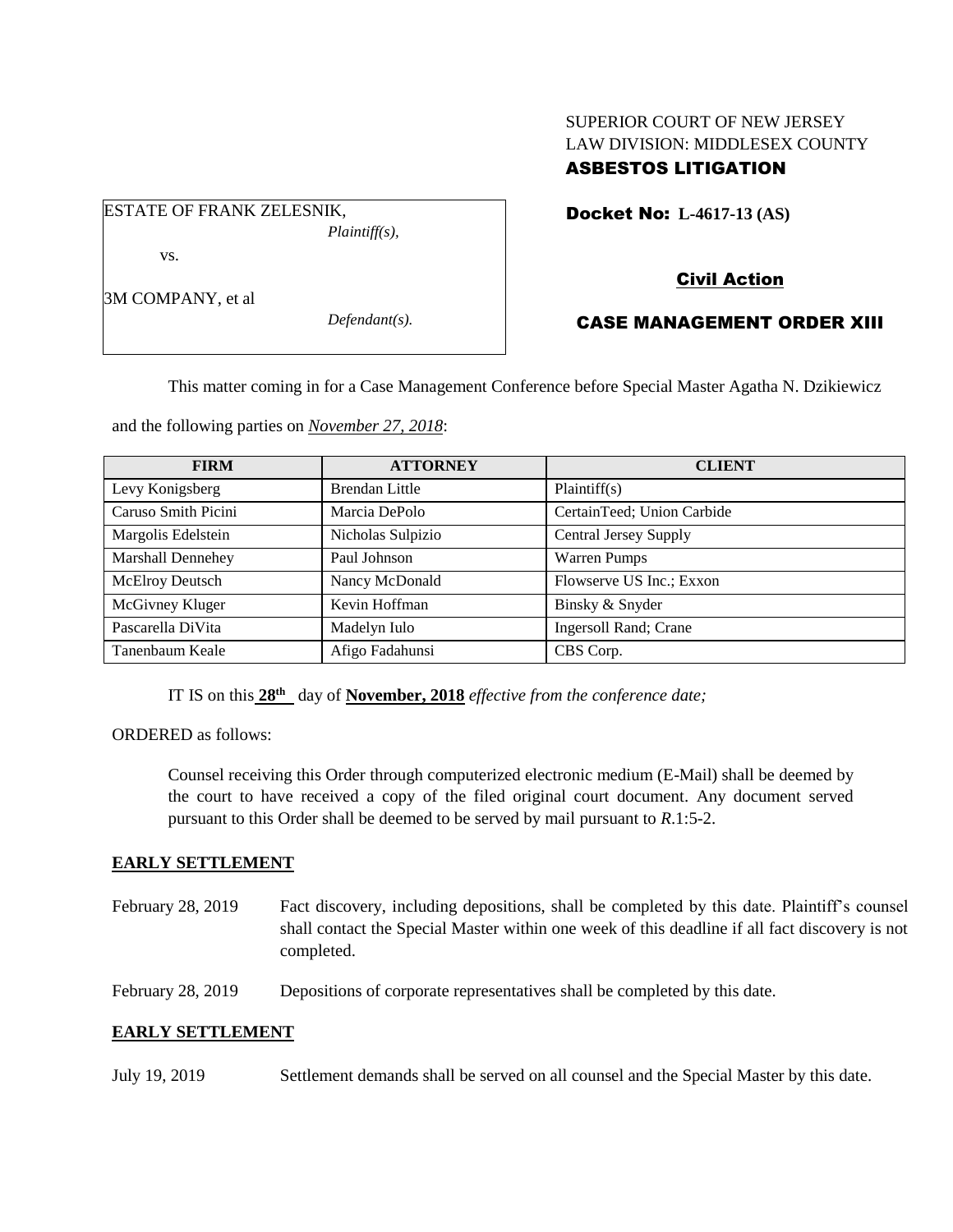SUPERIOR COURT OF NEW JERSEY
LAW DIVISION: MIDDLESEX COUNTY
**ASBESTOS LITIGATION**

ESTATE OF FRANK ZELESNIK,
*Plaintiff(s),*

vs.

3M COMPANY, et al
*Defendant(s).*

**Docket No: L-4617-13 (AS)**

**Civil Action**

**CASE MANAGEMENT ORDER XIII**

This matter coming in for a Case Management Conference before Special Master Agatha N. Dzikiewicz and the following parties on *November 27, 2018*:

| FIRM | ATTORNEY | CLIENT |
|---|---|---|
| Levy Konigsberg | Brendan Little | Plaintiff(s) |
| Caruso Smith Picini | Marcia DePolo | CertainTeed; Union Carbide |
| Margolis Edelstein | Nicholas Sulpizio | Central Jersey Supply |
| Marshall Dennehey | Paul Johnson | Warren Pumps |
| McElroy Deutsch | Nancy McDonald | Flowserve US Inc.; Exxon |
| McGivney Kluger | Kevin Hoffman | Binsky & Snyder |
| Pascarella DiVita | Madelyn Iulo | Ingersoll Rand; Crane |
| Tanenbaum Keale | Afigo Fadahunsi | CBS Corp. |

IT IS on this **28th** day of **November, 2018** *effective from the conference date;*

ORDERED as follows:

Counsel receiving this Order through computerized electronic medium (E-Mail) shall be deemed by the court to have received a copy of the filed original court document. Any document served pursuant to this Order shall be deemed to be served by mail pursuant to *R*.1:5-2.

**EARLY SETTLEMENT**

February 28, 2019 — Fact discovery, including depositions, shall be completed by this date. Plaintiff's counsel shall contact the Special Master within one week of this deadline if all fact discovery is not completed.

February 28, 2019 — Depositions of corporate representatives shall be completed by this date.

**EARLY SETTLEMENT**

July 19, 2019 — Settlement demands shall be served on all counsel and the Special Master by this date.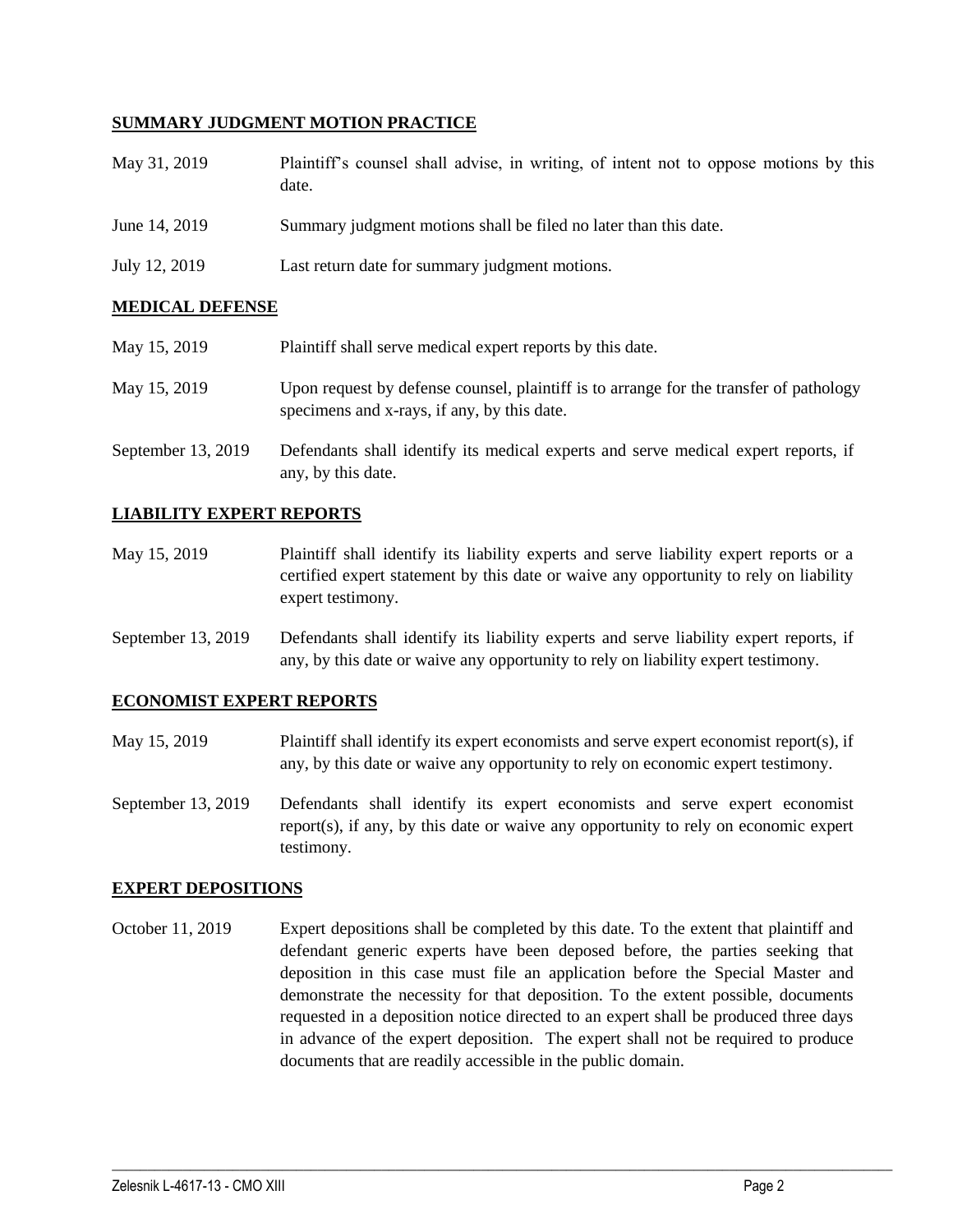## SUMMARY JUDGMENT MOTION PRACTICE

| | |
|---|---|
| May 31, 2019 | Plaintiff's counsel shall advise, in writing, of intent not to oppose motions by this date. |
| June 14, 2019 | Summary judgment motions shall be filed no later than this date. |
| July 12, 2019 | Last return date for summary judgment motions. |

## MEDICAL DEFENSE

| | |
|---|---|
| May 15, 2019 | Plaintiff shall serve medical expert reports by this date. |
| May 15, 2019 | Upon request by defense counsel, plaintiff is to arrange for the transfer of pathology specimens and x-rays, if any, by this date. |
| September 13, 2019 | Defendants shall identify its medical experts and serve medical expert reports, if any, by this date. |

## LIABILITY EXPERT REPORTS

| | |
|---|---|
| May 15, 2019 | Plaintiff shall identify its liability experts and serve liability expert reports or a certified expert statement by this date or waive any opportunity to rely on liability expert testimony. |
| September 13, 2019 | Defendants shall identify its liability experts and serve liability expert reports, if any, by this date or waive any opportunity to rely on liability expert testimony. |

## ECONOMIST EXPERT REPORTS

| | |
|---|---|
| May 15, 2019 | Plaintiff shall identify its expert economists and serve expert economist report(s), if any, by this date or waive any opportunity to rely on economic expert testimony. |
| September 13, 2019 | Defendants shall identify its expert economists and serve expert economist report(s), if any, by this date or waive any opportunity to rely on economic expert testimony. |

## EXPERT DEPOSITIONS

| | |
|---|---|
| October 11, 2019 | Expert depositions shall be completed by this date. To the extent that plaintiff and defendant generic experts have been deposed before, the parties seeking that deposition in this case must file an application before the Special Master and demonstrate the necessity for that deposition. To the extent possible, documents requested in a deposition notice directed to an expert shall be produced three days in advance of the expert deposition. The expert shall not be required to produce documents that are readily accessible in the public domain. |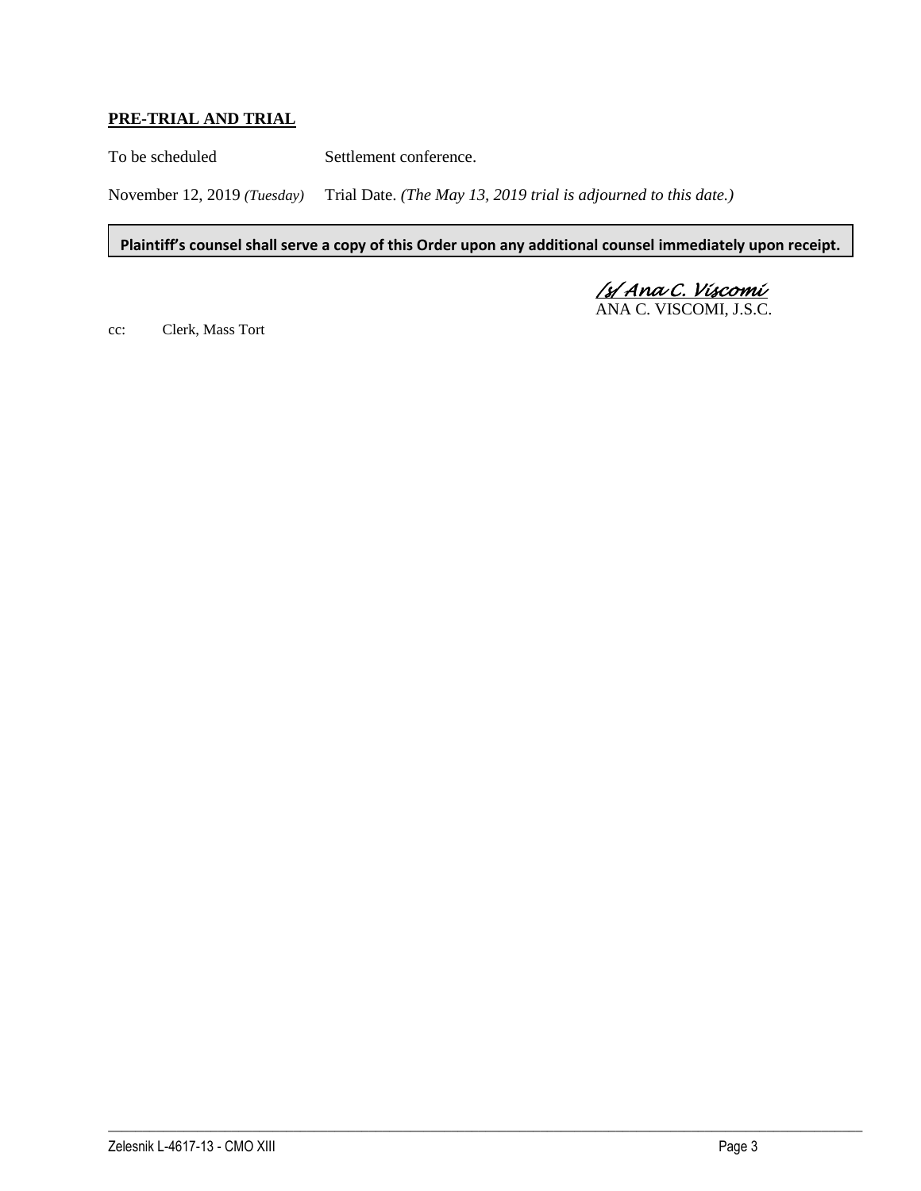**PRE-TRIAL AND TRIAL**

| | |
|---|---|
| To be scheduled | Settlement conference. |
| November 12, 2019 *(Tuesday)* | Trial Date. *(The May 13, 2019 trial is adjourned to this date.)* |

**Plaintiff's counsel shall serve a copy of this Order upon any additional counsel immediately upon receipt.**

*/s/ Ana C. Viscomi*
ANA C. VISCOMI, J.S.C.

cc: Clerk, Mass Tort